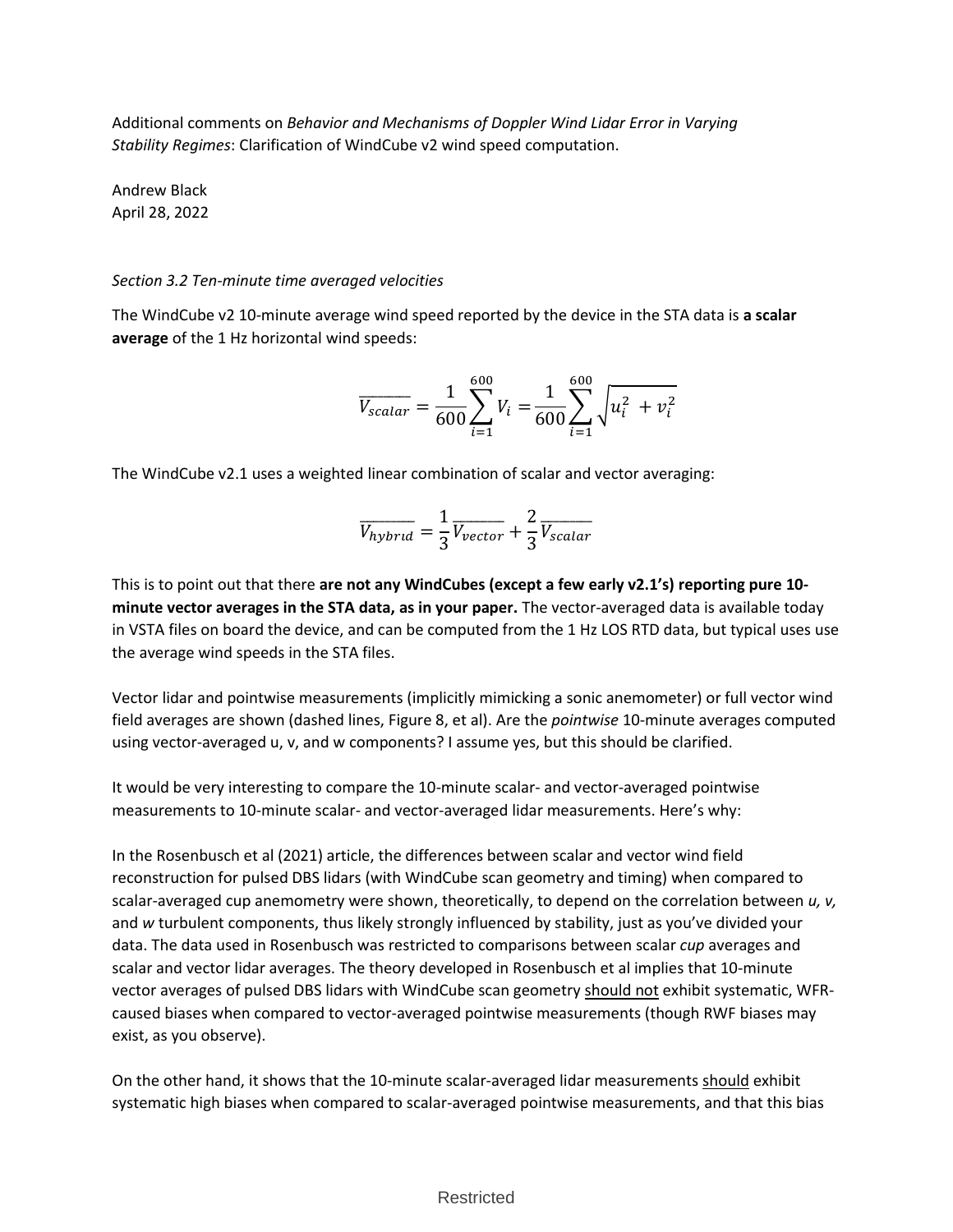Additional comments on *Behavior and Mechanisms of Doppler Wind Lidar Error in Varying Stability Regimes*: Clarification of WindCube v2 wind speed computation.

Andrew Black
April 28, 2022

*Section 3.2 Ten-minute time averaged velocities*

The WindCube v2 10-minute average wind speed reported by the device in the STA data is **a scalar average** of the 1 Hz horizontal wind speeds:

$$\overline{V_{scalar}} = \frac{1}{600}\sum_{i=1}^{600} V_i = \frac{1}{600}\sum_{i=1}^{600} \sqrt{u_i^2 + v_i^2}$$

The WindCube v2.1 uses a weighted linear combination of scalar and vector averaging:

$$\overline{V_{hybrid}} = \frac{1}{3}\overline{V_{vector}} + \frac{2}{3}\overline{V_{scalar}}$$

This is to point out that there **are not any WindCubes (except a few early v2.1's) reporting pure 10-minute vector averages in the STA data, as in your paper.** The vector-averaged data is available today in VSTA files on board the device, and can be computed from the 1 Hz LOS RTD data, but typical uses use the average wind speeds in the STA files.

Vector lidar and pointwise measurements (implicitly mimicking a sonic anemometer) or full vector wind field averages are shown (dashed lines, Figure 8, et al). Are the *pointwise* 10-minute averages computed using vector-averaged u, v, and w components? I assume yes, but this should be clarified.

It would be very interesting to compare the 10-minute scalar- and vector-averaged pointwise measurements to 10-minute scalar- and vector-averaged lidar measurements. Here's why:

In the Rosenbusch et al (2021) article, the differences between scalar and vector wind field reconstruction for pulsed DBS lidars (with WindCube scan geometry and timing) when compared to scalar-averaged cup anemometry were shown, theoretically, to depend on the correlation between *u, v,* and *w* turbulent components, thus likely strongly influenced by stability, just as you've divided your data. The data used in Rosenbusch was restricted to comparisons between scalar *cup* averages and scalar and vector lidar averages. The theory developed in Rosenbusch et al implies that 10-minute vector averages of pulsed DBS lidars with WindCube scan geometry <u>should not</u> exhibit systematic, WFR-caused biases when compared to vector-averaged pointwise measurements (though RWF biases may exist, as you observe).

On the other hand, it shows that the 10-minute scalar-averaged lidar measurements <u>should</u> exhibit systematic high biases when compared to scalar-averaged pointwise measurements, and that this bias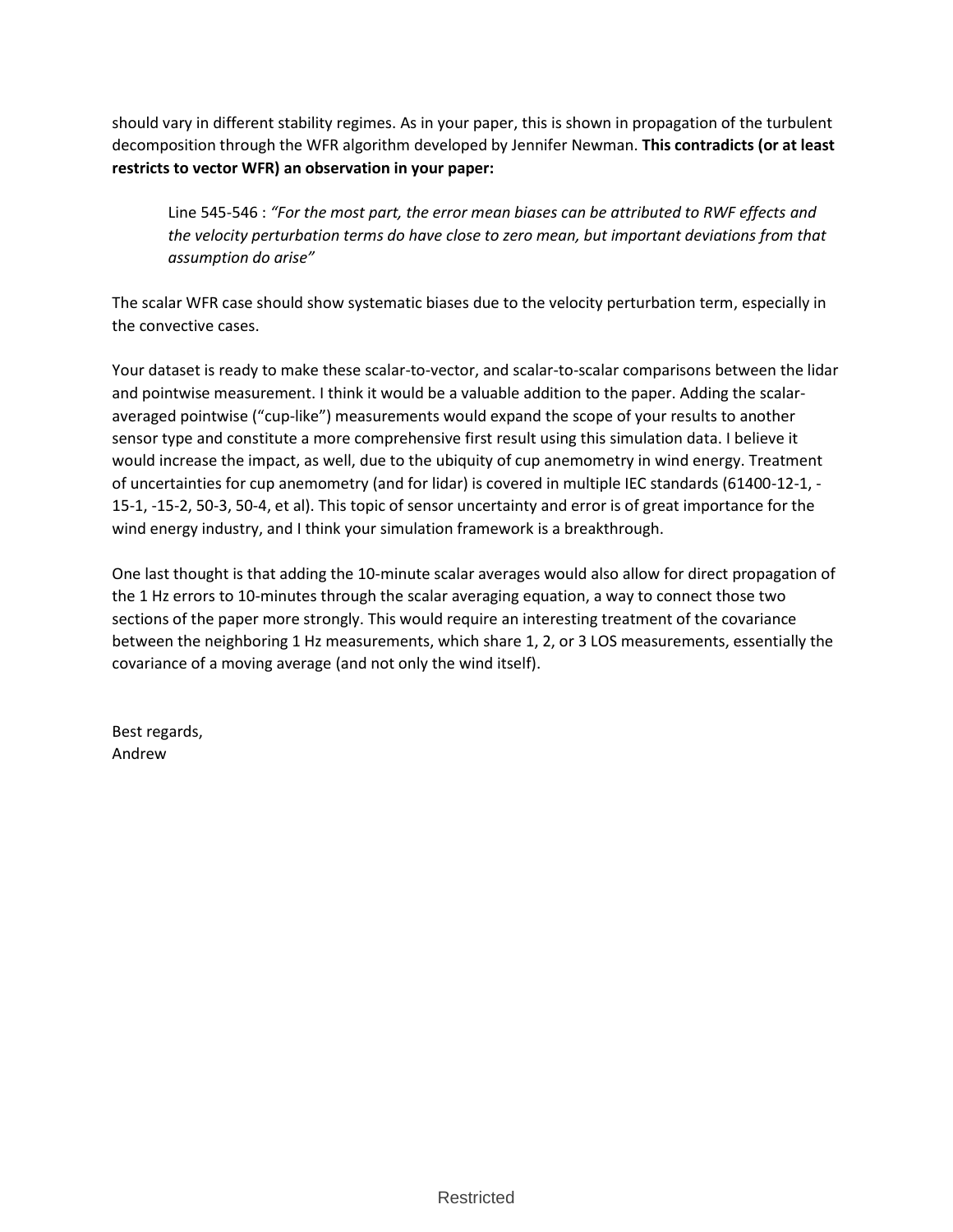should vary in different stability regimes. As in your paper, this is shown in propagation of the turbulent decomposition through the WFR algorithm developed by Jennifer Newman. **This contradicts (or at least restricts to vector WFR) an observation in your paper:**

> Line 545-546 : *"For the most part, the error mean biases can be attributed to RWF effects and the velocity perturbation terms do have close to zero mean, but important deviations from that assumption do arise"*

The scalar WFR case should show systematic biases due to the velocity perturbation term, especially in the convective cases.

Your dataset is ready to make these scalar-to-vector, and scalar-to-scalar comparisons between the lidar and pointwise measurement. I think it would be a valuable addition to the paper. Adding the scalar-averaged pointwise ("cup-like") measurements would expand the scope of your results to another sensor type and constitute a more comprehensive first result using this simulation data. I believe it would increase the impact, as well, due to the ubiquity of cup anemometry in wind energy. Treatment of uncertainties for cup anemometry (and for lidar) is covered in multiple IEC standards (61400-12-1, -15-1, -15-2, 50-3, 50-4, et al). This topic of sensor uncertainty and error is of great importance for the wind energy industry, and I think your simulation framework is a breakthrough.

One last thought is that adding the 10-minute scalar averages would also allow for direct propagation of the 1 Hz errors to 10-minutes through the scalar averaging equation, a way to connect those two sections of the paper more strongly. This would require an interesting treatment of the covariance between the neighboring 1 Hz measurements, which share 1, 2, or 3 LOS measurements, essentially the covariance of a moving average (and not only the wind itself).

Best regards,
Andrew